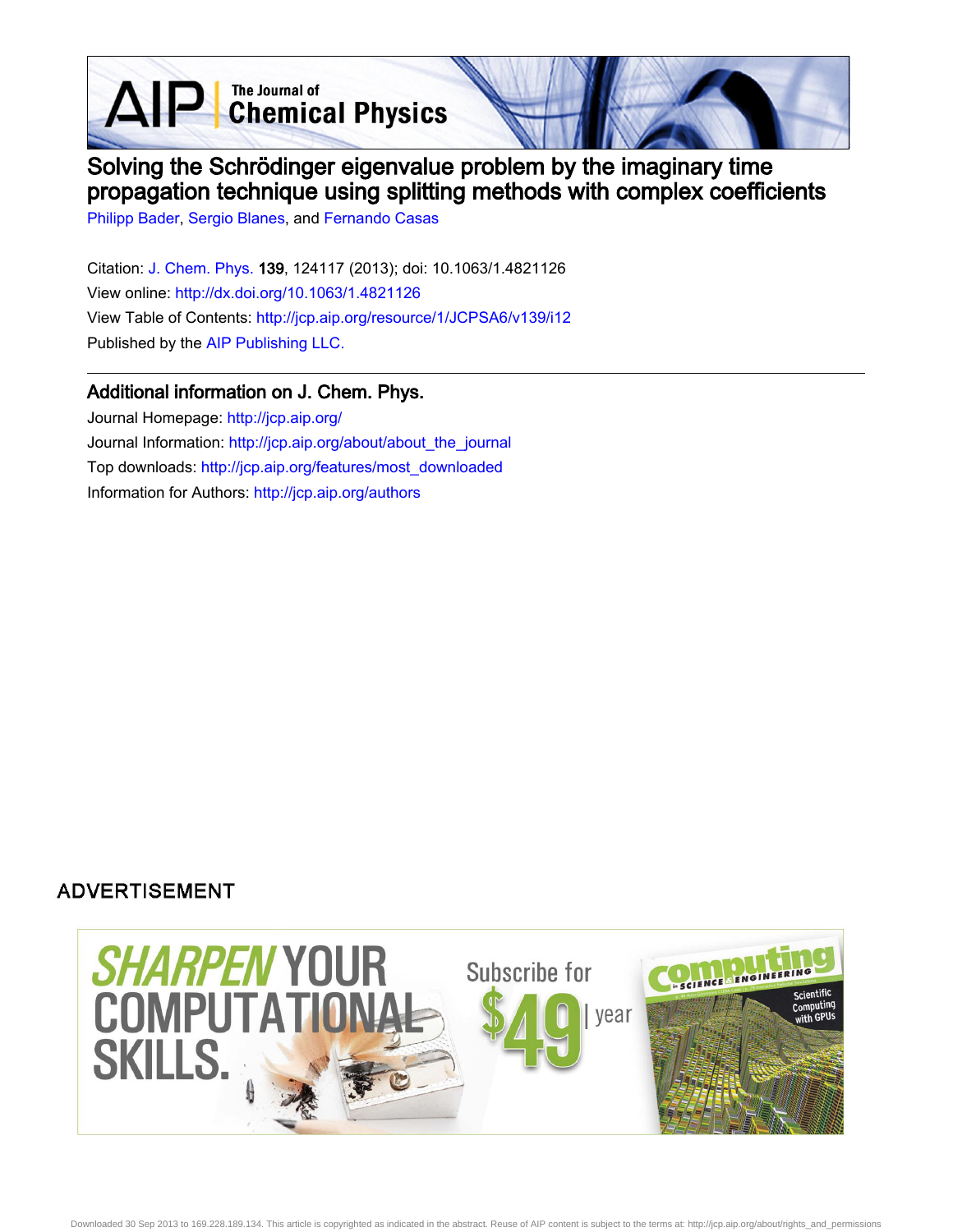# Solving the Schrödinger eigenvalue problem by the imaginary time propagation technique using splitting methods with complex coefficients

Philipp Bader, Sergio Blanes, and Fernando Casas

Citation: J. Chem. Phys. **139**, 124117 (2013); doi: 10.1063/1.4821126

View online: http://dx.doi.org/10.1063/1.4821126

View Table of Contents: http://jcp.aip.org/resource/1/JCPSA6/v139/i12

Published by the AIP Publishing LLC.

## Additional information on J. Chem. Phys.

Journal Homepage: http://jcp.aip.org/

Journal Information: http://jcp.aip.org/about/about_the_journal

Top downloads: http://jcp.aip.org/features/most_downloaded

Information for Authors: http://jcp.aip.org/authors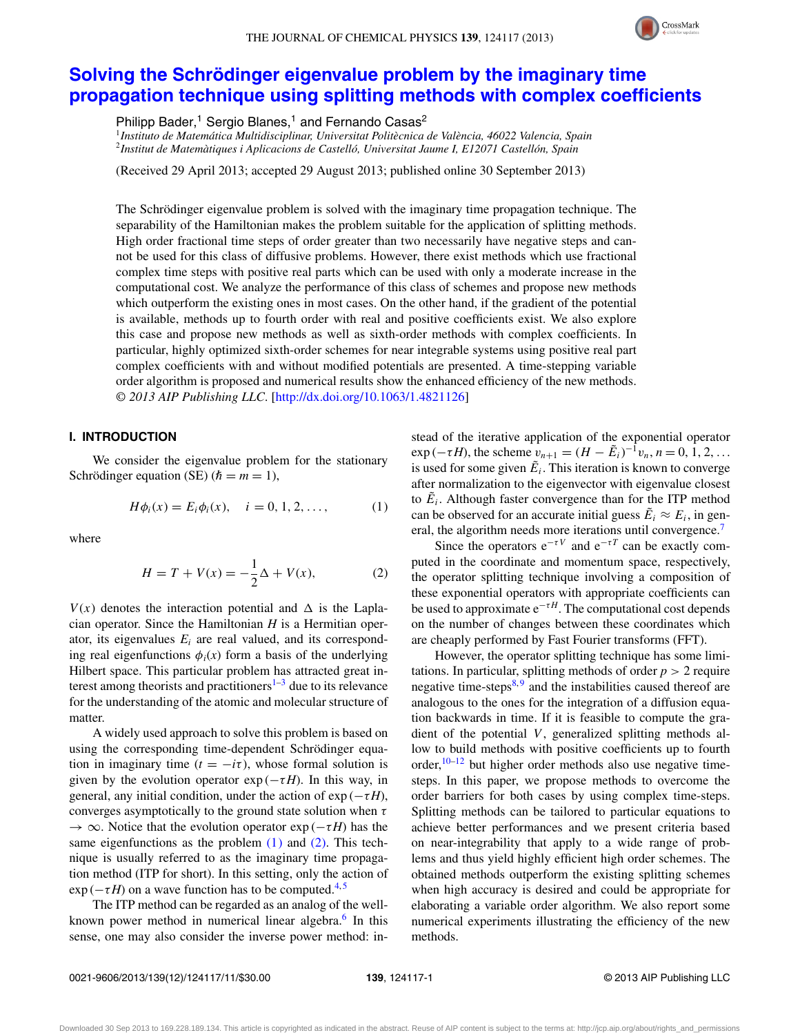# Solving the Schrödinger eigenvalue problem by the imaginary time propagation technique using splitting methods with complex coefficients

Philipp Bader,[1] Sergio Blanes,[1] and Fernando Casas[2]

[1]*Instituto de Matemática Multidisciplinar, Universitat Politècnica de València, 46022 Valencia, Spain*
[2]*Institut de Matemàtiques i Aplicacions de Castelló, Universitat Jaume I, E12071 Castellón, Spain*

(Received 29 April 2013; accepted 29 August 2013; published online 30 September 2013)

The Schrödinger eigenvalue problem is solved with the imaginary time propagation technique. The separability of the Hamiltonian makes the problem suitable for the application of splitting methods. High order fractional time steps of order greater than two necessarily have negative steps and cannot be used for this class of diffusive problems. However, there exist methods which use fractional complex time steps with positive real parts which can be used with only a moderate increase in the computational cost. We analyze the performance of this class of schemes and propose new methods which outperform the existing ones in most cases. On the other hand, if the gradient of the potential is available, methods up to fourth order with real and positive coefficients exist. We also explore this case and propose new methods as well as sixth-order methods with complex coefficients. In particular, highly optimized sixth-order schemes for near integrable systems using positive real part complex coefficients with and without modified potentials are presented. A time-stepping variable order algorithm is proposed and numerical results show the enhanced efficiency of the new methods. *© 2013 AIP Publishing LLC*. [http://dx.doi.org/10.1063/1.4821126]

## I. INTRODUCTION

We consider the eigenvalue problem for the stationary Schrödinger equation (SE) ($\hbar = m = 1$),

$$H\phi_i(x) = E_i\phi_i(x), \quad i = 0, 1, 2, \ldots, \tag{1}$$

where

$$H = T + V(x) = -\frac{1}{2}\Delta + V(x), \tag{2}$$

$V(x)$ denotes the interaction potential and $\Delta$ is the Laplacian operator. Since the Hamiltonian $H$ is a Hermitian operator, its eigenvalues $E_i$ are real valued, and its corresponding real eigenfunctions $\phi_i(x)$ form a basis of the underlying Hilbert space. This particular problem has attracted great interest among theorists and practitioners[1–3] due to its relevance for the understanding of the atomic and molecular structure of matter.

A widely used approach to solve this problem is based on using the corresponding time-dependent Schrödinger equation in imaginary time ($t = -i\tau$), whose formal solution is given by the evolution operator $\exp(-\tau H)$. In this way, in general, any initial condition, under the action of $\exp(-\tau H)$, converges asymptotically to the ground state solution when $\tau \to \infty$. Notice that the evolution operator $\exp(-\tau H)$ has the same eigenfunctions as the problem (1) and (2). This technique is usually referred to as the imaginary time propagation method (ITP for short). In this setting, only the action of $\exp(-\tau H)$ on a wave function has to be computed.[4,5]

The ITP method can be regarded as an analog of the well-known power method in numerical linear algebra.[6] In this sense, one may also consider the inverse power method: instead of the iterative application of the exponential operator $\exp(-\tau H)$, the scheme $v_{n+1} = (H - \tilde{E}_i)^{-1}v_n$, $n = 0, 1, 2, \ldots$ is used for some given $\tilde{E}_i$. This iteration is known to converge after normalization to the eigenvector with eigenvalue closest to $\tilde{E}_i$. Although faster convergence than for the ITP method can be observed for an accurate initial guess $\tilde{E}_i \approx E_i$, in general, the algorithm needs more iterations until convergence.[7]

Since the operators $e^{-\tau V}$ and $e^{-\tau T}$ can be exactly computed in the coordinate and momentum space, respectively, the operator splitting technique involving a composition of these exponential operators with appropriate coefficients can be used to approximate $e^{-\tau H}$. The computational cost depends on the number of changes between these coordinates which are cheaply performed by Fast Fourier transforms (FFT).

However, the operator splitting technique has some limitations. In particular, splitting methods of order $p > 2$ require negative time-steps[8,9] and the instabilities caused thereof are analogous to the ones for the integration of a diffusion equation backwards in time. If it is feasible to compute the gradient of the potential $V$, generalized splitting methods allow to build methods with positive coefficients up to fourth order,[10–12] but higher order methods also use negative time-steps. In this paper, we propose methods to overcome the order barriers for both cases by using complex time-steps. Splitting methods can be tailored to particular equations to achieve better performances and we present criteria based on near-integrability that apply to a wide range of problems and thus yield highly efficient high order schemes. The obtained methods outperform the existing splitting schemes when high accuracy is desired and could be appropriate for elaborating a variable order algorithm. We also report some numerical experiments illustrating the efficiency of the new methods.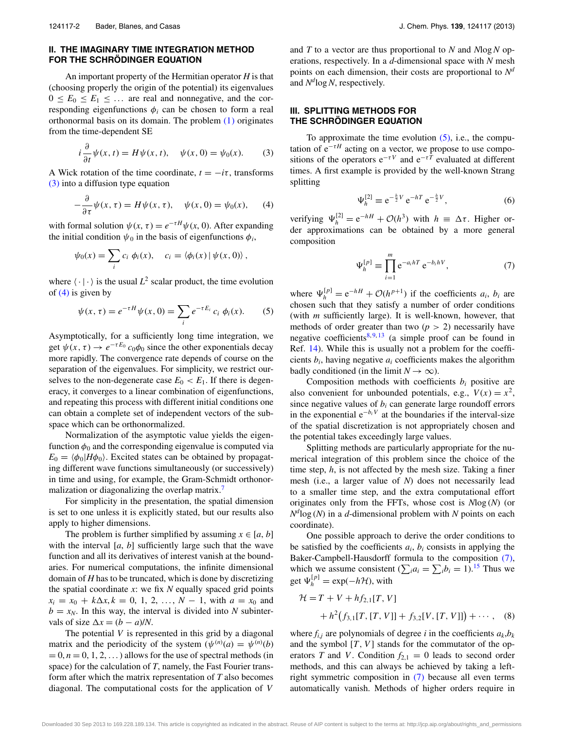## II. THE IMAGINARY TIME INTEGRATION METHOD FOR THE SCHRÖDINGER EQUATION

An important property of the Hermitian operator $H$ is that (choosing properly the origin of the potential) its eigenvalues $0 \leq E_0 \leq E_1 \leq \dots$ are real and nonnegative, and the corresponding eigenfunctions $\phi_i$ can be chosen to form a real orthonormal basis on its domain. The problem (1) originates from the time-dependent SE

$$i \frac{\partial}{\partial t} \psi(x,t) = H\psi(x,t), \quad \psi(x,0) = \psi_0(x). \tag{3}$$

A Wick rotation of the time coordinate, $t = -i\tau$, transforms (3) into a diffusion type equation

$$-\frac{\partial}{\partial \tau} \psi(x,\tau) = H\psi(x,\tau), \quad \psi(x,0) = \psi_0(x), \tag{4}$$

with formal solution $\psi(x,\tau) = e^{-\tau H}\psi(x,0)$. After expanding the initial condition $\psi_0$ in the basis of eigenfunctions $\phi_i$,

$$\psi_0(x) = \sum_i c_i\, \phi_i(x), \quad c_i = \langle \phi_i(x) \,|\, \psi(x,0) \rangle,$$

where $\langle \cdot | \cdot \rangle$ is the usual $L^2$ scalar product, the time evolution of (4) is given by

$$\psi(x,\tau) = e^{-\tau H}\psi(x,0) = \sum_i e^{-\tau E_i}\, c_i\, \phi_i(x). \tag{5}$$

Asymptotically, for a sufficiently long time integration, we get $\psi(x,\tau) \to e^{-\tau E_0}\, c_0 \phi_0$ since the other exponentials decay more rapidly. The convergence rate depends of course on the separation of the eigenvalues. For simplicity, we restrict ourselves to the non-degenerate case $E_0 < E_1$. If there is degeneracy, it converges to a linear combination of eigenfunctions, and repeating this process with different initial conditions one can obtain a complete set of independent vectors of the subspace which can be orthonormalized.

Normalization of the asymptotic value yields the eigenfunction $\phi_0$ and the corresponding eigenvalue is computed via $E_0 = \langle \phi_0 | H\phi_0 \rangle$. Excited states can be obtained by propagating different wave functions simultaneously (or successively) in time and using, for example, the Gram-Schmidt orthonormalization or diagonalizing the overlap matrix.[7]

For simplicity in the presentation, the spatial dimension is set to one unless it is explicitly stated, but our results also apply to higher dimensions.

The problem is further simplified by assuming $x \in [a, b]$ with the interval $[a, b]$ sufficiently large such that the wave function and all its derivatives of interest vanish at the boundaries. For numerical computations, the infinite dimensional domain of $H$ has to be truncated, which is done by discretizing the spatial coordinate $x$: we fix $N$ equally spaced grid points $x_i = x_0 + k\Delta x, k = 0, 1, 2, \dots, N-1$, with $a = x_0$ and $b = x_N$. In this way, the interval is divided into $N$ subintervals of size $\Delta x = (b-a)/N$.

The potential $V$ is represented in this grid by a diagonal matrix and the periodicity of the system ($\psi^{(n)}(a) = \psi^{(n)}(b) = 0, n = 0, 1, 2, \dots$) allows for the use of spectral methods (in space) for the calculation of $T$, namely, the Fast Fourier transform after which the matrix representation of $T$ also becomes diagonal. The computational costs for the application of $V$ and $T$ to a vector are thus proportional to $N$ and $N\log N$ operations, respectively. In a $d$-dimensional space with $N$ mesh points on each dimension, their costs are proportional to $N^d$ and $N^d \log N$, respectively.

## III. SPLITTING METHODS FOR THE SCHRÖDINGER EQUATION

To approximate the time evolution (5), i.e., the computation of $e^{-\tau H}$ acting on a vector, we propose to use compositions of the operators $e^{-\tau V}$ and $e^{-\tau T}$ evaluated at different times. A first example is provided by the well-known Strang splitting

$$\Psi_h^{[2]} \equiv e^{-\frac{h}{2}V}\, e^{-hT}\, e^{-\frac{h}{2}V}, \tag{6}$$

verifying $\Psi_h^{[2]} = e^{-hH} + \mathcal{O}(h^3)$ with $h \equiv \Delta\tau$. Higher order approximations can be obtained by a more general composition

$$\Psi_h^{[p]} \equiv \prod_{i=1}^{m} e^{-a_i h T}\, e^{-b_i h V}, \tag{7}$$

where $\Psi_h^{[p]} = e^{-hH} + \mathcal{O}(h^{p+1})$ if the coefficients $a_i$, $b_i$ are chosen such that they satisfy a number of order conditions (with $m$ sufficiently large). It is well-known, however, that methods of order greater than two ($p > 2$) necessarily have negative coefficients[8,9,13] (a simple proof can be found in Ref. 14). While this is usually not a problem for the coefficients $b_i$, having negative $a_i$ coefficients makes the algorithm badly conditioned (in the limit $N \to \infty$).

Composition methods with coefficients $b_i$ positive are also convenient for unbounded potentials, e.g., $V(x) = x^2$, since negative values of $b_i$ can generate large roundoff errors in the exponential $e^{-b_i V}$ at the boundaries if the interval-size of the spatial discretization is not appropriately chosen and the potential takes exceedingly large values.

Splitting methods are particularly appropriate for the numerical integration of this problem since the choice of the time step, $h$, is not affected by the mesh size. Taking a finer mesh (i.e., a larger value of $N$) does not necessarily lead to a smaller time step, and the extra computational effort originates only from the FFTs, whose cost is $N\log(N)$ (or $N^d \log(N)$ in a $d$-dimensional problem with $N$ points on each coordinate).

One possible approach to derive the order conditions to be satisfied by the coefficients $a_i$, $b_i$ consists in applying the Baker-Campbell-Hausdorff formula to the composition (7), which we assume consistent ($\sum_i a_i = \sum_i b_i = 1$).[15] Thus we get $\Psi_h^{[p]} = \exp(-h\mathcal{H})$, with

$$\begin{aligned} \mathcal{H} &= T + V + h f_{2,1}[T, V] \\ &\quad + h^2 \big( f_{3,1}[T,[T,V]] + f_{3,2}[V,[T,V]] \big) + \cdots, \end{aligned} \tag{8}$$

where $f_{i,j}$ are polynomials of degree $i$ in the coefficients $a_k$,$b_k$ and the symbol $[T, V]$ stands for the commutator of the operators $T$ and $V$. Condition $f_{2,1} = 0$ leads to second order methods, and this can always be achieved by taking a left-right symmetric composition in (7) because all even terms automatically vanish. Methods of higher orders require in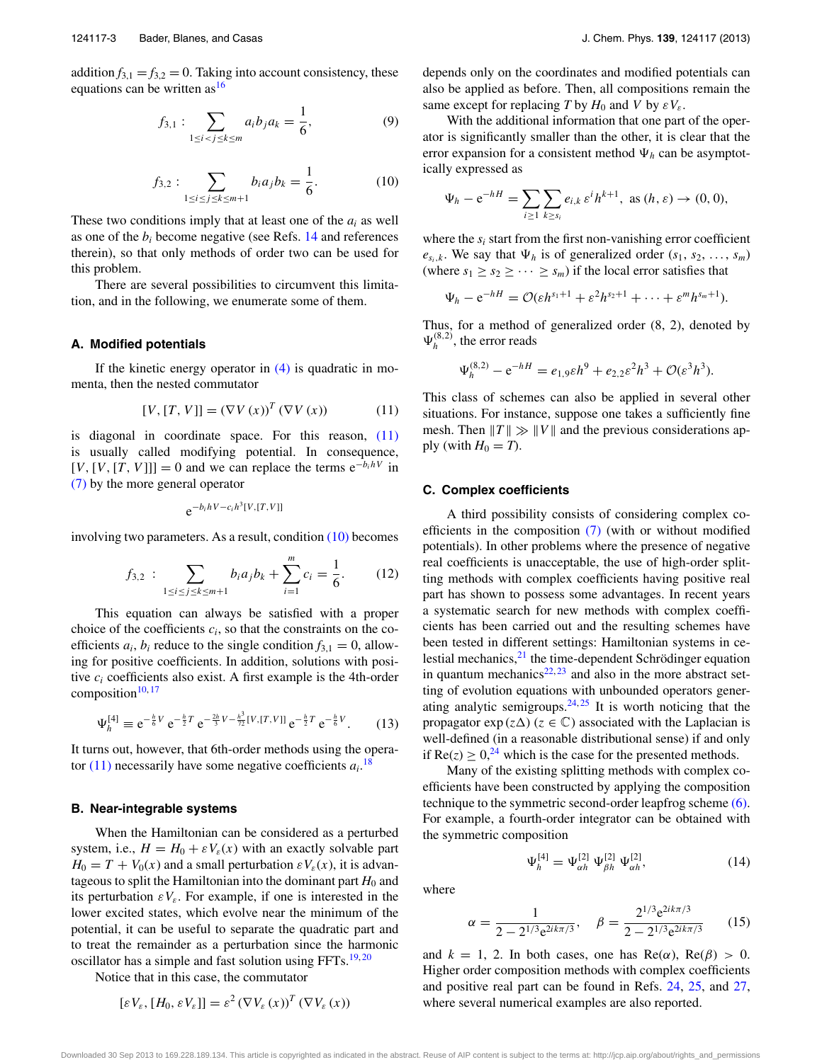addition $f_{3,1} = f_{3,2} = 0$. Taking into account consistency, these equations can be written as[16]

$$f_{3,1}: \sum_{1 \le i < j \le k \le m} a_i b_j a_k = \frac{1}{6}, \tag{9}$$

$$f_{3,2}: \sum_{1 \le i \le j \le k \le m+1} b_i a_j b_k = \frac{1}{6}. \tag{10}$$

These two conditions imply that at least one of the $a_i$ as well as one of the $b_i$ become negative (see Refs. 14 and references therein), so that only methods of order two can be used for this problem.

There are several possibilities to circumvent this limitation, and in the following, we enumerate some of them.

### A. Modified potentials

If the kinetic energy operator in (4) is quadratic in momenta, then the nested commutator

$$[V, [T, V]] = (\nabla V(x))^T (\nabla V(x)) \tag{11}$$

is diagonal in coordinate space. For this reason, (11) is usually called modifying potential. In consequence, $[V, [V, [T, V]]] = 0$ and we can replace the terms $e^{-b_i h V}$ in (7) by the more general operator

$$e^{-b_i h V - c_i h^3 [V,[T,V]]}$$

involving two parameters. As a result, condition (10) becomes

$$f_{3,2}: \sum_{1 \le i \le j \le k \le m+1} b_i a_j b_k + \sum_{i=1}^{m} c_i = \frac{1}{6}. \tag{12}$$

This equation can always be satisfied with a proper choice of the coefficients $c_i$, so that the constraints on the coefficients $a_i$, $b_i$ reduce to the single condition $f_{3,1} = 0$, allowing for positive coefficients. In addition, solutions with positive $c_i$ coefficients also exist. A first example is the 4th-order composition[10,17]

$$\Psi_h^{[4]} \equiv e^{-\frac{h}{6}V} e^{-\frac{h}{2}T} e^{-\frac{2h}{3}V - \frac{h^3}{72}[V,[T,V]]} e^{-\frac{h}{2}T} e^{-\frac{h}{6}V}. \tag{13}$$

It turns out, however, that 6th-order methods using the operator (11) necessarily have some negative coefficients $a_i$.[18]

### B. Near-integrable systems

When the Hamiltonian can be considered as a perturbed system, i.e., $H = H_0 + \varepsilon V_\varepsilon(x)$ with an exactly solvable part $H_0 = T + V_0(x)$ and a small perturbation $\varepsilon V_\varepsilon(x)$, it is advantageous to split the Hamiltonian into the dominant part $H_0$ and its perturbation $\varepsilon V_\varepsilon$. For example, if one is interested in the lower excited states, which evolve near the minimum of the potential, it can be useful to separate the quadratic part and to treat the remainder as a perturbation since the harmonic oscillator has a simple and fast solution using FFTs.[19,20]

Notice that in this case, the commutator

$$[\varepsilon V_\varepsilon, [H_0, \varepsilon V_\varepsilon]] = \varepsilon^2 (\nabla V_\varepsilon(x))^T (\nabla V_\varepsilon(x))$$

depends only on the coordinates and modified potentials can also be applied as before. Then, all compositions remain the same except for replacing $T$ by $H_0$ and $V$ by $\varepsilon V_\varepsilon$.

With the additional information that one part of the operator is significantly smaller than the other, it is clear that the error expansion for a consistent method $\Psi_h$ can be asymptotically expressed as

$$\Psi_h - e^{-hH} = \sum_{i \ge 1} \sum_{k \ge s_i} e_{i,k}\, \varepsilon^i h^{k+1}, \text{ as } (h, \varepsilon) \to (0, 0),$$

where the $s_i$ start from the first non-vanishing error coefficient $e_{s_i,k}$. We say that $\Psi_h$ is of generalized order $(s_1, s_2, \ldots, s_m)$ (where $s_1 \ge s_2 \ge \cdots \ge s_m$) if the local error satisfies that

$$\Psi_h - e^{-hH} = \mathcal{O}(\varepsilon h^{s_1+1} + \varepsilon^2 h^{s_2+1} + \cdots + \varepsilon^m h^{s_m+1}).$$

Thus, for a method of generalized order (8, 2), denoted by $\Psi_h^{(8,2)}$, the error reads

$$\Psi_h^{(8,2)} - e^{-hH} = e_{1,9}\varepsilon h^9 + e_{2,2}\varepsilon^2 h^3 + \mathcal{O}(\varepsilon^3 h^3).$$

This class of schemes can also be applied in several other situations. For instance, suppose one takes a sufficiently fine mesh. Then $\|T\| \gg \|V\|$ and the previous considerations apply (with $H_0 = T$).

### C. Complex coefficients

A third possibility consists of considering complex coefficients in the composition (7) (with or without modified potentials). In other problems where the presence of negative real coefficients is unacceptable, the use of high-order splitting methods with complex coefficients having positive real part has shown to possess some advantages. In recent years a systematic search for new methods with complex coefficients has been carried out and the resulting schemes have been tested in different settings: Hamiltonian systems in celestial mechanics,[21] the time-dependent Schrödinger equation in quantum mechanics[22,23] and also in the more abstract setting of evolution equations with unbounded operators generating analytic semigroups.[24,25] It is worth noticing that the propagator $\exp(z\Delta)$ ($z \in \mathbb{C}$) associated with the Laplacian is well-defined (in a reasonable distributional sense) if and only if $\mathrm{Re}(z) \ge 0$,[24] which is the case for the presented methods.

Many of the existing splitting methods with complex coefficients have been constructed by applying the composition technique to the symmetric second-order leapfrog scheme (6). For example, a fourth-order integrator can be obtained with the symmetric composition

$$\Psi_h^{[4]} = \Psi_{\alpha h}^{[2]}\, \Psi_{\beta h}^{[2]}\, \Psi_{\alpha h}^{[2]}, \tag{14}$$

where

$$\alpha = \frac{1}{2 - 2^{1/3} e^{2ik\pi/3}}, \quad \beta = \frac{2^{1/3} e^{2ik\pi/3}}{2 - 2^{1/3} e^{2ik\pi/3}} \tag{15}$$

and $k = 1, 2$. In both cases, one has $\mathrm{Re}(\alpha)$, $\mathrm{Re}(\beta) > 0$. Higher order composition methods with complex coefficients and positive real part can be found in Refs. 24, 25, and 27, where several numerical examples are also reported.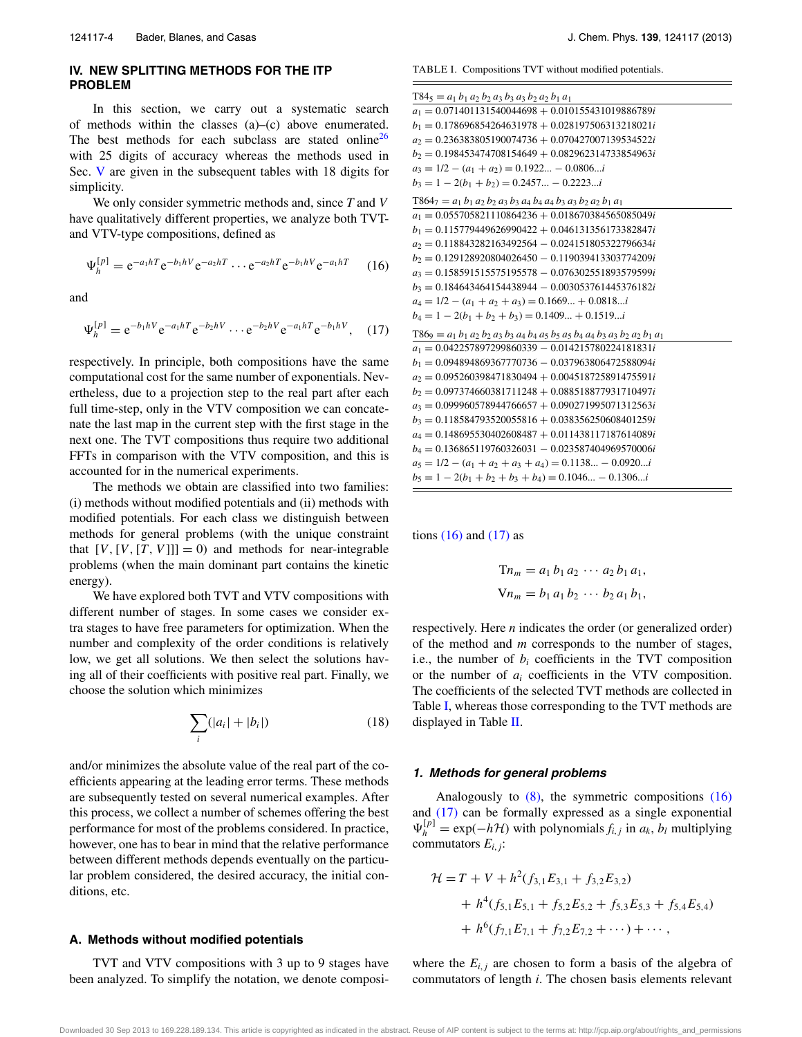## IV. NEW SPLITTING METHODS FOR THE ITP PROBLEM

In this section, we carry out a systematic search of methods within the classes (a)–(c) above enumerated. The best methods for each subclass are stated online[26] with 25 digits of accuracy whereas the methods used in Sec. V are given in the subsequent tables with 18 digits for simplicity.

We only consider symmetric methods and, since $T$ and $V$ have qualitatively different properties, we analyze both TVT- and VTV-type compositions, defined as

$$\Psi_h^{[p]} = \mathrm{e}^{-a_1 hT}\mathrm{e}^{-b_1 hV}\mathrm{e}^{-a_2 hT}\cdots\mathrm{e}^{-a_2 hT}\mathrm{e}^{-b_1 hV}\mathrm{e}^{-a_1 hT} \tag{16}$$

and

$$\Psi_h^{[p]} = \mathrm{e}^{-b_1 hV}\mathrm{e}^{-a_1 hT}\mathrm{e}^{-b_2 hV}\cdots\mathrm{e}^{-b_2 hV}\mathrm{e}^{-a_1 hT}\mathrm{e}^{-b_1 hV}, \tag{17}$$

respectively. In principle, both compositions have the same computational cost for the same number of exponentials. Nevertheless, due to a projection step to the real part after each full time-step, only in the VTV composition we can concatenate the last map in the current step with the first stage in the next one. The TVT compositions thus require two additional FFTs in comparison with the VTV composition, and this is accounted for in the numerical experiments.

The methods we obtain are classified into two families: (i) methods without modified potentials and (ii) methods with modified potentials. For each class we distinguish between methods for general problems (with the unique constraint that $[V,[V,[T,V]]]=0$) and methods for near-integrable problems (when the main dominant part contains the kinetic energy).

We have explored both TVT and VTV compositions with different number of stages. In some cases we consider extra stages to have free parameters for optimization. When the number and complexity of the order conditions is relatively low, we get all solutions. We then select the solutions having all of their coefficients with positive real part. Finally, we choose the solution which minimizes

$$\sum_i (|a_i| + |b_i|) \tag{18}$$

and/or minimizes the absolute value of the real part of the coefficients appearing at the leading error terms. These methods are subsequently tested on several numerical examples. After this process, we collect a number of schemes offering the best performance for most of the problems considered. In practice, however, one has to bear in mind that the relative performance between different methods depends eventually on the particular problem considered, the desired accuracy, the initial conditions, etc.

### A. Methods without modified potentials

TVT and VTV compositions with 3 up to 9 stages have been analyzed. To simplify the notation, we denote compositions (16) and (17) as

$$\mathrm{T}n_m = a_1\, b_1\, a_2\, \cdots\, a_2\, b_1\, a_1,$$

$$\mathrm{V}n_m = b_1\, a_1\, b_2\, \cdots\, b_2\, a_1\, b_1,$$

respectively. Here $n$ indicates the order (or generalized order) of the method and $m$ corresponds to the number of stages, i.e., the number of $b_i$ coefficients in the TVT composition or the number of $a_i$ coefficients in the VTV composition. The coefficients of the selected TVT methods are collected in Table I, whereas those corresponding to the TVT methods are displayed in Table II.

TABLE I. Compositions TVT without modified potentials.

| |
|---|
| $\mathrm{T}84_5 = a_1\, b_1\, a_2\, b_2\, a_3\, b_3\, a_3\, b_2\, a_2\, b_1\, a_1$ |
| $a_1 = 0.071401131540044698 + 0.010155431019886789i$ |
| $b_1 = 0.178696854264631978 + 0.028197506313218021i$ |
| $a_2 = 0.236383805190074736 + 0.070427007139534522i$ |
| $b_2 = 0.198453474708154649 + 0.082962314733854963i$ |
| $a_3 = 1/2 - (a_1 + a_2) = 0.1922... - 0.0806...i$ |
| $b_3 = 1 - 2(b_1 + b_2) = 0.2457... - 0.2223...i$ |
| $\mathrm{T}864_7 = a_1\, b_1\, a_2\, b_2\, a_3\, b_3\, a_4\, b_4\, a_4\, b_3\, a_3\, b_2\, a_2\, b_1\, a_1$ |
| $a_1 = 0.055705821110864236 + 0.018670384565085049i$ |
| $b_1 = 0.115779449626990422 + 0.046131356173382847i$ |
| $a_2 = 0.118843282163492564 - 0.024151805322796634i$ |
| $b_2 = 0.129128920804026450 - 0.119039413303774209i$ |
| $a_3 = 0.158591515575195578 - 0.076302551893579599i$ |
| $b_3 = 0.184643464154438944 - 0.003053761445376182i$ |
| $a_4 = 1/2 - (a_1 + a_2 + a_3) = 0.1669... + 0.0818...i$ |
| $b_4 = 1 - 2(b_1 + b_2 + b_3) = 0.1409... + 0.1519...i$ |
| $\mathrm{T}86_9 = a_1\, b_1\, a_2\, b_2\, a_3\, b_3\, a_4\, b_4\, a_5\, b_5\, a_5\, b_4\, a_4\, b_3\, a_3\, b_2\, a_2\, b_1\, a_1$ |
| $a_1 = 0.042257897299860339 - 0.014215780224181831i$ |
| $b_1 = 0.094894869367770736 - 0.037963806472588094i$ |
| $a_2 = 0.095260398471830494 + 0.004518725891475591i$ |
| $b_2 = 0.097374660381711248 + 0.088518877931710497i$ |
| $a_3 = 0.099960578944766657 + 0.090271995071312563i$ |
| $b_3 = 0.118584793520055816 + 0.038356250608401259i$ |
| $a_4 = 0.148695530402608487 + 0.011438117187614089i$ |
| $b_4 = 0.136865119760326031 - 0.023587404969570006i$ |
| $a_5 = 1/2 - (a_1 + a_2 + a_3 + a_4) = 0.1138... - 0.0920...i$ |
| $b_5 = 1 - 2(b_1 + b_2 + b_3 + b_4) = 0.1046... - 0.1306...i$ |

#### 1. Methods for general problems

Analogously to (8), the symmetric compositions (16) and (17) can be formally expressed as a single exponential $\Psi_h^{[p]} = \exp(-h\mathcal{H})$ with polynomials $f_{i,j}$ in $a_k$, $b_l$ multiplying commutators $E_{i,j}$:

$$\begin{aligned}\mathcal{H} = T + V &+ h^2(f_{3,1}E_{3,1} + f_{3,2}E_{3,2}) \\ &+ h^4(f_{5,1}E_{5,1} + f_{5,2}E_{5,2} + f_{5,3}E_{5,3} + f_{5,4}E_{5,4}) \\ &+ h^6(f_{7,1}E_{7,1} + f_{7,2}E_{7,2} + \cdots) + \cdots,\end{aligned}$$

where the $E_{i,j}$ are chosen to form a basis of the algebra of commutators of length $i$. The chosen basis elements relevant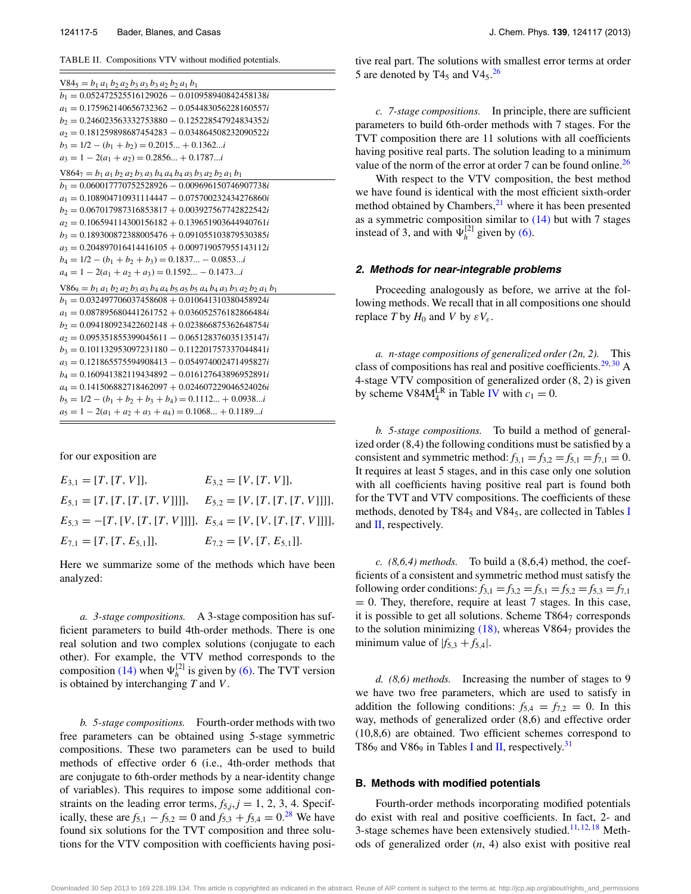TABLE II. Compositions VTV without modified potentials.

| |
|---|
| $V84_5 = b_1\, a_1\, b_2\, a_2\, b_3\, a_3\, b_3\, a_2\, b_2\, a_1\, b_1$ |
| $b_1 = 0.052472525516129026 - 0.010958940842458138i$ |
| $a_1 = 0.175962140656732362 - 0.054483056228160557i$ |
| $b_2 = 0.246023563332753880 - 0.125228547924834352i$ |
| $a_2 = 0.181259898687454283 - 0.034864508232090522i$ |
| $b_3 = 1/2 - (b_1 + b_2) = 0.2015... + 0.1362...i$ |
| $a_3 = 1 - 2(a_1 + a_2) = 0.2856... + 0.1787...i$ |
| $V864_7 = b_1\, a_1\, b_2\, a_2\, b_3\, a_3\, b_4\, a_4\, b_4\, a_3\, b_3\, a_2\, b_2\, a_1\, b_1$ |
| $b_1 = 0.060017770752528926 - 0.009696150746907738i$ |
| $a_1 = 0.108904710931114447 - 0.075700232434276860i$ |
| $b_2 = 0.067017987316853817 + 0.003927567742822542i$ |
| $a_2 = 0.106594114300156182 + 0.139651903644940761i$ |
| $b_3 = 0.189300872388005476 + 0.091055103879530385i$ |
| $a_3 = 0.204897016414416105 + 0.009719057955143112i$ |
| $b_4 = 1/2 - (b_1 + b_2 + b_3) = 0.1837... - 0.0853...i$ |
| $a_4 = 1 - 2(a_1 + a_2 + a_3) = 0.1592... - 0.1473...i$ |
| $V86_9 = b_1\, a_1\, b_2\, a_2\, b_3\, a_3\, b_4\, a_4\, b_5\, a_5\, b_5\, a_4\, b_4\, a_3\, b_3\, a_2\, b_2\, a_1\, b_1$ |
| $b_1 = 0.032497706037458608 + 0.010641310380458924i$ |
| $a_1 = 0.087895680441261752 + 0.036052576182866484i$ |
| $b_2 = 0.094180923422602148 + 0.023866875362648754i$ |
| $a_2 = 0.095351855399045611 - 0.065128376035135147i$ |
| $b_3 = 0.101132953097231180 - 0.112201757337044841i$ |
| $a_3 = 0.121865575594908413 - 0.054974002471495827i$ |
| $b_4 = 0.160941382119434892 - 0.016127643896952891i$ |
| $a_4 = 0.141506882718462097 + 0.024607229046524026i$ |
| $b_5 = 1/2 - (b_1 + b_2 + b_3 + b_4) = 0.1112... + 0.0938...i$ |
| $a_5 = 1 - 2(a_1 + a_2 + a_3 + a_4) = 0.1068... + 0.1189...i$ |

for our exposition are

$$E_{3,1} = [T, [T, V]], \qquad E_{3,2} = [V, [T, V]],$$

$$E_{5,1} = [T, [T, [T, [T, V]]]], \qquad E_{5,2} = [V, [T, [T, [T, V]]]],$$

$$E_{5,3} = -[T, [V, [T, [T, V]]]], \qquad E_{5,4} = [V, [V, [T, [T, V]]]],$$

$$E_{7,1} = [T, [T, E_{5,1}]], \qquad E_{7,2} = [V, [T, E_{5,1}]].$$

Here we summarize some of the methods which have been analyzed:

*a. 3-stage compositions.* A 3-stage composition has sufficient parameters to build 4th-order methods. There is one real solution and two complex solutions (conjugate to each other). For example, the VTV method corresponds to the composition (14) when $\Psi_h^{[2]}$ is given by (6). The TVT version is obtained by interchanging $T$ and $V$.

*b. 5-stage compositions.* Fourth-order methods with two free parameters can be obtained using 5-stage symmetric compositions. These two parameters can be used to build methods of effective order 6 (i.e., 4th-order methods that are conjugate to 6th-order methods by a near-identity change of variables). This requires to impose some additional constraints on the leading error terms, $f_{5,j}, j = 1, 2, 3, 4$. Specifically, these are $f_{5,1} - f_{5,2} = 0$ and $f_{5,3} + f_{5,4} = 0$.[28] We have found six solutions for the TVT composition and three solutions for the VTV composition with coefficients having positive real part. The solutions with smallest error terms at order 5 are denoted by $T4_5$ and $V4_5$.[26]

*c. 7-stage compositions.* In principle, there are sufficient parameters to build 6th-order methods with 7 stages. For the TVT composition there are 11 solutions with all coefficients having positive real parts. The solution leading to a minimum value of the norm of the error at order 7 can be found online.[26]

With respect to the VTV composition, the best method we have found is identical with the most efficient sixth-order method obtained by Chambers,[21] where it has been presented as a symmetric composition similar to (14) but with 7 stages instead of 3, and with $\Psi_h^{[2]}$ given by (6).

### 2. Methods for near-integrable problems

Proceeding analogously as before, we arrive at the following methods. We recall that in all compositions one should replace $T$ by $H_0$ and $V$ by $\varepsilon V_\varepsilon$.

*a. n-stage compositions of generalized order (2n, 2).* This class of compositions has real and positive coefficients.[29,30] A 4-stage VTV composition of generalized order (8, 2) is given by scheme $V84M_4^{LR}$ in Table IV with $c_1 = 0$.

*b. 5-stage compositions.* To build a method of generalized order (8,4) the following conditions must be satisfied by a consistent and symmetric method: $f_{3,1} = f_{3,2} = f_{5,1} = f_{7,1} = 0$. It requires at least 5 stages, and in this case only one solution with all coefficients having positive real part is found both for the TVT and VTV compositions. The coefficients of these methods, denoted by $T84_5$ and $V84_5$, are collected in Tables I and II, respectively.

*c. (8,6,4) methods.* To build a (8,6,4) method, the coefficients of a consistent and symmetric method must satisfy the following order conditions: $f_{3,1} = f_{3,2} = f_{5,1} = f_{5,2} = f_{5,3} = f_{7,1} = 0$. They, therefore, require at least 7 stages. In this case, it is possible to get all solutions. Scheme $T864_7$ corresponds to the solution minimizing (18), whereas $V864_7$ provides the minimum value of $|f_{5,3} + f_{5,4}|$.

*d. (8,6) methods.* Increasing the number of stages to 9 we have two free parameters, which are used to satisfy in addition the following conditions: $f_{5,4} = f_{7,2} = 0$. In this way, methods of generalized order (8,6) and effective order (10,8,6) are obtained. Two efficient schemes correspond to $T86_9$ and $V86_9$ in Tables I and II, respectively.[31]

## B. Methods with modified potentials

Fourth-order methods incorporating modified potentials do exist with real and positive coefficients. In fact, 2- and 3-stage schemes have been extensively studied.[11,12,18] Methods of generalized order ($n$, 4) also exist with positive real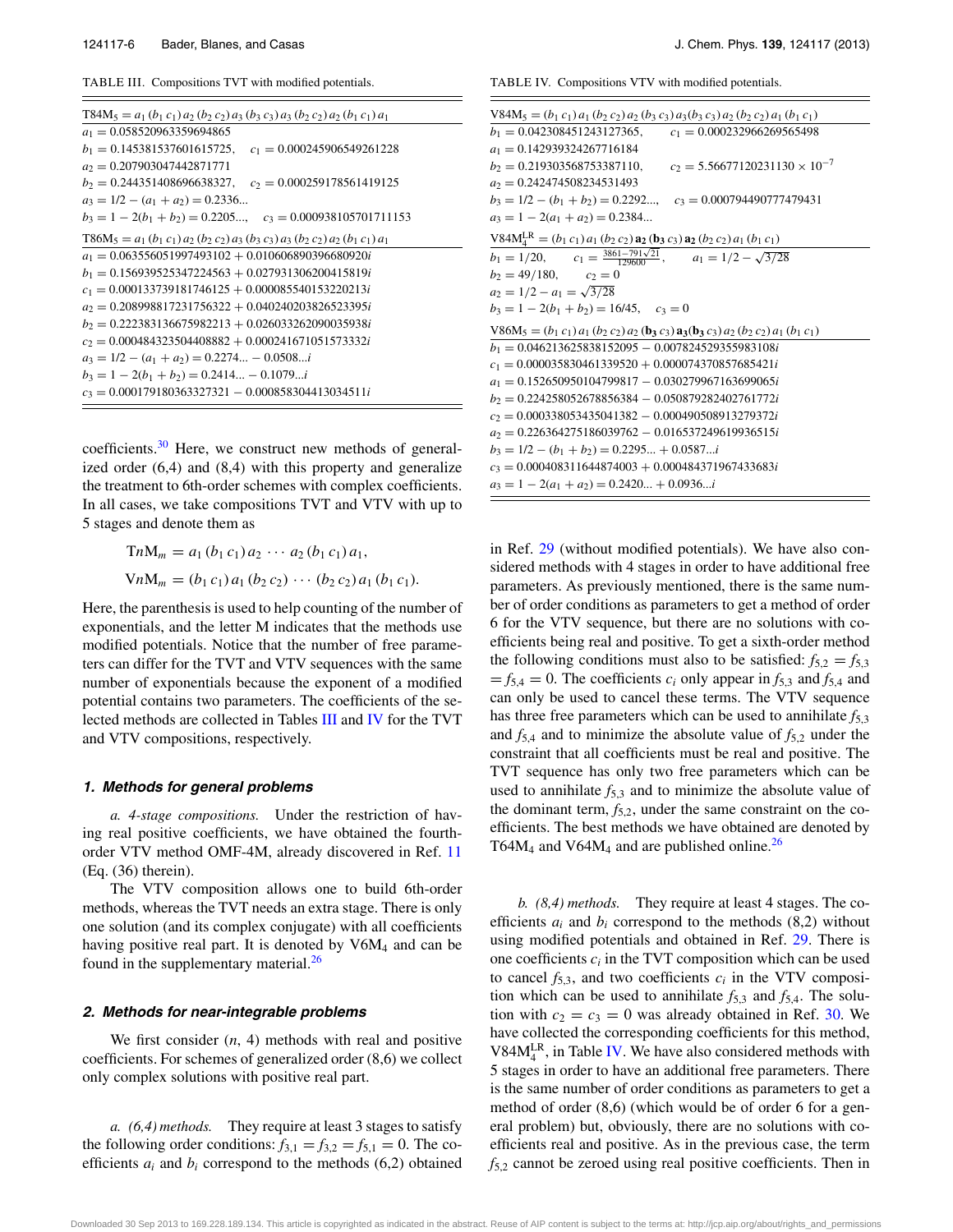TABLE III. Compositions TVT with modified potentials.

| $\mathrm{T84M}_5 = a_1\,(b_1\,c_1)\,a_2\,(b_2\,c_2)\,a_3\,(b_3\,c_3)\,a_3\,(b_2\,c_2)\,a_2\,(b_1\,c_1)\,a_1$ |
|---|
| $a_1 = 0.058520963359694865$ |
| $b_1 = 0.145381537601615725, \quad c_1 = 0.000245906549261228$ |
| $a_2 = 0.207903047442871771$ |
| $b_2 = 0.244351408696638327, \quad c_2 = 0.000259178561419125$ |
| $a_3 = 1/2 - (a_1 + a_2) = 0.2336...$ |
| $b_3 = 1 - 2(b_1 + b_2) = 0.2205..., \quad c_3 = 0.000938105701711153$ |
| $\mathrm{T86M}_5 = a_1\,(b_1\,c_1)\,a_2\,(b_2\,c_2)\,a_3\,(b_3\,c_3)\,a_3\,(b_2\,c_2)\,a_2\,(b_1\,c_1)\,a_1$ |
| $a_1 = 0.063556051997493102 + 0.010606890396680920i$ |
| $b_1 = 0.156939525347224563 + 0.027931306200415819i$ |
| $c_1 = 0.000133739181746125 + 0.000085540153220213i$ |
| $a_2 = 0.208998817231756322 + 0.040240203826523395i$ |
| $b_2 = 0.222383136675982213 + 0.026033262090035938i$ |
| $c_2 = 0.000484323504408882 + 0.000241671051573332i$ |
| $a_3 = 1/2 - (a_1 + a_2) = 0.2274... - 0.0508...i$ |
| $b_3 = 1 - 2(b_1 + b_2) = 0.2414... - 0.1079...i$ |
| $c_3 = 0.000179180363327321 - 0.000858304413034511i$ |

coefficients.[30] Here, we construct new methods of generalized order (6,4) and (8,4) with this property and generalize the treatment to 6th-order schemes with complex coefficients. In all cases, we take compositions TVT and VTV with up to 5 stages and denote them as

$$\mathrm{T}n\mathrm{M}_m = a_1\,(b_1\,c_1)\,a_2\,\cdots\,a_2\,(b_1\,c_1)\,a_1,$$

$$\mathrm{V}n\mathrm{M}_m = (b_1\,c_1)\,a_1\,(b_2\,c_2)\,\cdots\,(b_2\,c_2)\,a_1\,(b_1\,c_1).$$

Here, the parenthesis is used to help counting of the number of exponentials, and the letter M indicates that the methods use modified potentials. Notice that the number of free parameters can differ for the TVT and VTV sequences with the same number of exponentials because the exponent of a modified potential contains two parameters. The coefficients of the selected methods are collected in Tables III and IV for the TVT and VTV compositions, respectively.

#### 1. Methods for general problems

*a. 4-stage compositions.* Under the restriction of having real positive coefficients, we have obtained the fourth-order VTV method OMF-4M, already discovered in Ref. 11 (Eq. (36) therein).

The VTV composition allows one to build 6th-order methods, whereas the TVT needs an extra stage. There is only one solution (and its complex conjugate) with all coefficients having positive real part. It is denoted by $\mathrm{V6M}_4$ and can be found in the supplementary material.[26]

#### 2. Methods for near-integrable problems

We first consider $(n, 4)$ methods with real and positive coefficients. For schemes of generalized order (8,6) we collect only complex solutions with positive real part.

*a. (6,4) methods.* They require at least 3 stages to satisfy the following order conditions: $f_{3,1} = f_{3,2} = f_{5,1} = 0$. The coefficients $a_i$ and $b_i$ correspond to the methods (6,2) obtained in Ref. 29 (without modified potentials). We have also considered methods with 4 stages in order to have additional free parameters. As previously mentioned, there is the same number of order conditions as parameters to get a method of order 6 for the VTV sequence, but there are no solutions with coefficients being real and positive. To get a sixth-order method the following conditions must also to be satisfied: $f_{5,2} = f_{5,3} = f_{5,4} = 0$. The coefficients $c_i$ only appear in $f_{5,3}$ and $f_{5,4}$ and can only be used to cancel these terms. The VTV sequence has three free parameters which can be used to annihilate $f_{5,3}$ and $f_{5,4}$ and to minimize the absolute value of $f_{5,2}$ under the constraint that all coefficients must be real and positive. The TVT sequence has only two free parameters which can be used to annihilate $f_{5,3}$ and to minimize the absolute value of the dominant term, $f_{5,2}$, under the same constraint on the coefficients. The best methods we have obtained are denoted by $\mathrm{T64M}_4$ and $\mathrm{V64M}_4$ and are published online.[26]

TABLE IV. Compositions VTV with modified potentials.

| $\mathrm{V84M}_5 = (b_1\,c_1)\,a_1\,(b_2\,c_2)\,a_2\,(b_3\,c_3)\,a_3(b_3\,c_3)\,a_2\,(b_2\,c_2)\,a_1\,(b_1\,c_1)$ |
|---|
| $b_1 = 0.042308451243127365, \quad c_1 = 0.000232966269565498$ |
| $a_1 = 0.142939324267716184$ |
| $b_2 = 0.219303568753387110, \quad c_2 = 5.56677120231130 \times 10^{-7}$ |
| $a_2 = 0.242474508234531493$ |
| $b_3 = 1/2 - (b_1 + b_2) = 0.2292..., \quad c_3 = 0.000794490777479431$ |
| $a_3 = 1 - 2(a_1 + a_2) = 0.2384...$ |
| $\mathrm{V84M}_4^{\mathrm{LR}} = (b_1\,c_1)\,a_1\,(b_2\,c_2)\,\mathbf{a_2}\,(\mathbf{b_3}\,c_3)\,\mathbf{a_2}\,(b_2\,c_2)\,a_1\,(b_1\,c_1)$ |
| $b_1 = 1/20, \quad c_1 = \frac{3861 - 791\sqrt{21}}{129600}, \quad a_1 = 1/2 - \sqrt{3/28}$ |
| $b_2 = 49/180, \quad c_2 = 0$ |
| $a_2 = 1/2 - a_1 = \sqrt{3/28}$ |
| $b_3 = 1 - 2(b_1 + b_2) = 16/45, \quad c_3 = 0$ |
| $\mathrm{V86M}_5 = (b_1\,c_1)\,a_1\,(b_2\,c_2)\,a_2\,(\mathbf{b_3}\,c_3)\,\mathbf{a_3}(\mathbf{b_3}\,c_3)\,a_2\,(b_2\,c_2)\,a_1\,(b_1\,c_1)$ |
| $b_1 = 0.046213625838152095 - 0.007824529355983108i$ |
| $c_1 = 0.000035830461339520 + 0.000074370857685421i$ |
| $a_1 = 0.152650950104799817 - 0.030279967163699065i$ |
| $b_2 = 0.224258052678856384 - 0.050879282402761772i$ |
| $c_2 = 0.000338053435041382 - 0.000490508913279372i$ |
| $a_2 = 0.226364275186039762 - 0.016537249619936515i$ |
| $b_3 = 1/2 - (b_1 + b_2) = 0.2295... + 0.0587...i$ |
| $c_3 = 0.000408311644874003 + 0.000484371967433683i$ |
| $a_3 = 1 - 2(a_1 + a_2) = 0.2420... + 0.0936...i$ |

*b. (8,4) methods.* They require at least 4 stages. The coefficients $a_i$ and $b_i$ correspond to the methods (8,2) without using modified potentials and obtained in Ref. 29. There is one coefficients $c_i$ in the TVT composition which can be used to cancel $f_{5,3}$, and two coefficients $c_i$ in the VTV composition which can be used to annihilate $f_{5,3}$ and $f_{5,4}$. The solution with $c_2 = c_3 = 0$ was already obtained in Ref. 30. We have collected the corresponding coefficients for this method, $\mathrm{V84M}_4^{\mathrm{LR}}$, in Table IV. We have also considered methods with 5 stages in order to have an additional free parameters. There is the same number of order conditions as parameters to get a method of order (8,6) (which would be of order 6 for a general problem) but, obviously, there are no solutions with coefficients real and positive. As in the previous case, the term $f_{5,2}$ cannot be zeroed using real positive coefficients. Then in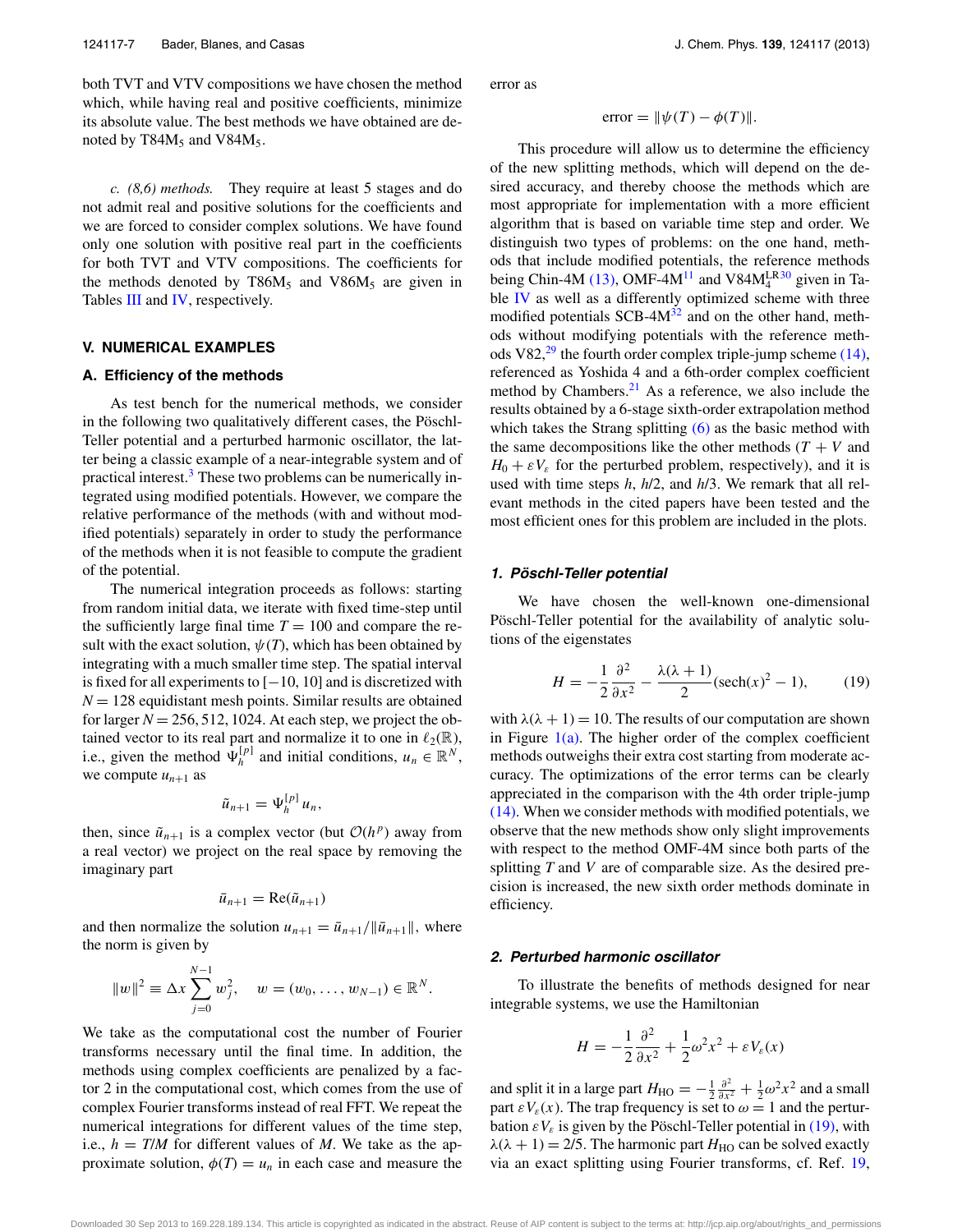both TVT and VTV compositions we have chosen the method which, while having real and positive coefficients, minimize its absolute value. The best methods we have obtained are denoted by T84M$_5$ and V84M$_5$.

*c. (8,6) methods.* They require at least 5 stages and do not admit real and positive solutions for the coefficients and we are forced to consider complex solutions. We have found only one solution with positive real part in the coefficients for both TVT and VTV compositions. The coefficients for the methods denoted by T86M$_5$ and V86M$_5$ are given in Tables III and IV, respectively.

## V. NUMERICAL EXAMPLES

### A. Efficiency of the methods

As test bench for the numerical methods, we consider in the following two qualitatively different cases, the Pöschl-Teller potential and a perturbed harmonic oscillator, the latter being a classic example of a near-integrable system and of practical interest.[3] These two problems can be numerically integrated using modified potentials. However, we compare the relative performance of the methods (with and without modified potentials) separately in order to study the performance of the methods when it is not feasible to compute the gradient of the potential.

The numerical integration proceeds as follows: starting from random initial data, we iterate with fixed time-step until the sufficiently large final time $T = 100$ and compare the result with the exact solution, $\psi(T)$, which has been obtained by integrating with a much smaller time step. The spatial interval is fixed for all experiments to $[-10, 10]$ and is discretized with $N = 128$ equidistant mesh points. Similar results are obtained for larger $N = 256, 512, 1024$. At each step, we project the obtained vector to its real part and normalize it to one in $\ell_2(\mathbb{R})$, i.e., given the method $\Psi_h^{[p]}$ and initial conditions, $u_n \in \mathbb{R}^N$, we compute $u_{n+1}$ as

$$\tilde{u}_{n+1} = \Psi_h^{[p]} u_n,$$

then, since $\tilde{u}_{n+1}$ is a complex vector (but $\mathcal{O}(h^p)$ away from a real vector) we project on the real space by removing the imaginary part

$$\bar{u}_{n+1} = \mathrm{Re}(\tilde{u}_{n+1})$$

and then normalize the solution $u_{n+1} = \bar{u}_{n+1}/\|\bar{u}_{n+1}\|$, where the norm is given by

$$\|w\|^2 \equiv \Delta x \sum_{j=0}^{N-1} w_j^2, \quad w = (w_0, \ldots, w_{N-1}) \in \mathbb{R}^N.$$

We take as the computational cost the number of Fourier transforms necessary until the final time. In addition, the methods using complex coefficients are penalized by a factor 2 in the computational cost, which comes from the use of complex Fourier transforms instead of real FFT. We repeat the numerical integrations for different values of the time step, i.e., $h = T/M$ for different values of $M$. We take as the approximate solution, $\phi(T) = u_n$ in each case and measure the error as

$$\text{error} = \|\psi(T) - \phi(T)\|.$$

This procedure will allow us to determine the efficiency of the new splitting methods, which will depend on the desired accuracy, and thereby choose the methods which are most appropriate for implementation with a more efficient algorithm that is based on variable time step and order. We distinguish two types of problems: on the one hand, methods that include modified potentials, the reference methods being Chin-4M (13), OMF-4M[11] and V84M$_4^{\mathrm{LR}}$[30] given in Table IV as well as a differently optimized scheme with three modified potentials SCB-4M[32] and on the other hand, methods without modifying potentials with the reference methods V82,[29] the fourth order complex triple-jump scheme (14), referenced as Yoshida 4 and a 6th-order complex coefficient method by Chambers.[21] As a reference, we also include the results obtained by a 6-stage sixth-order extrapolation method which takes the Strang splitting (6) as the basic method with the same decompositions like the other methods ($T + V$ and $H_0 + \varepsilon V_\varepsilon$ for the perturbed problem, respectively), and it is used with time steps $h$, $h/2$, and $h/3$. We remark that all relevant methods in the cited papers have been tested and the most efficient ones for this problem are included in the plots.

#### 1. Pöschl-Teller potential

We have chosen the well-known one-dimensional Pöschl-Teller potential for the availability of analytic solutions of the eigenstates

$$H = -\frac{1}{2}\frac{\partial^2}{\partial x^2} - \frac{\lambda(\lambda+1)}{2}(\mathrm{sech}(x)^2 - 1), \qquad (19)$$

with $\lambda(\lambda + 1) = 10$. The results of our computation are shown in Figure 1(a). The higher order of the complex coefficient methods outweighs their extra cost starting from moderate accuracy. The optimizations of the error terms can be clearly appreciated in the comparison with the 4th order triple-jump (14). When we consider methods with modified potentials, we observe that the new methods show only slight improvements with respect to the method OMF-4M since both parts of the splitting $T$ and $V$ are of comparable size. As the desired precision is increased, the new sixth order methods dominate in efficiency.

#### 2. Perturbed harmonic oscillator

To illustrate the benefits of methods designed for near integrable systems, we use the Hamiltonian

$$H = -\frac{1}{2}\frac{\partial^2}{\partial x^2} + \frac{1}{2}\omega^2 x^2 + \varepsilon V_\varepsilon(x)$$

and split it in a large part $H_{\mathrm{HO}} = -\frac{1}{2}\frac{\partial^2}{\partial x^2} + \frac{1}{2}\omega^2 x^2$ and a small part $\varepsilon V_\varepsilon(x)$. The trap frequency is set to $\omega = 1$ and the perturbation $\varepsilon V_\varepsilon$ is given by the Pöschl-Teller potential in (19), with $\lambda(\lambda + 1) = 2/5$. The harmonic part $H_{\mathrm{HO}}$ can be solved exactly via an exact splitting using Fourier transforms, cf. Ref. 19,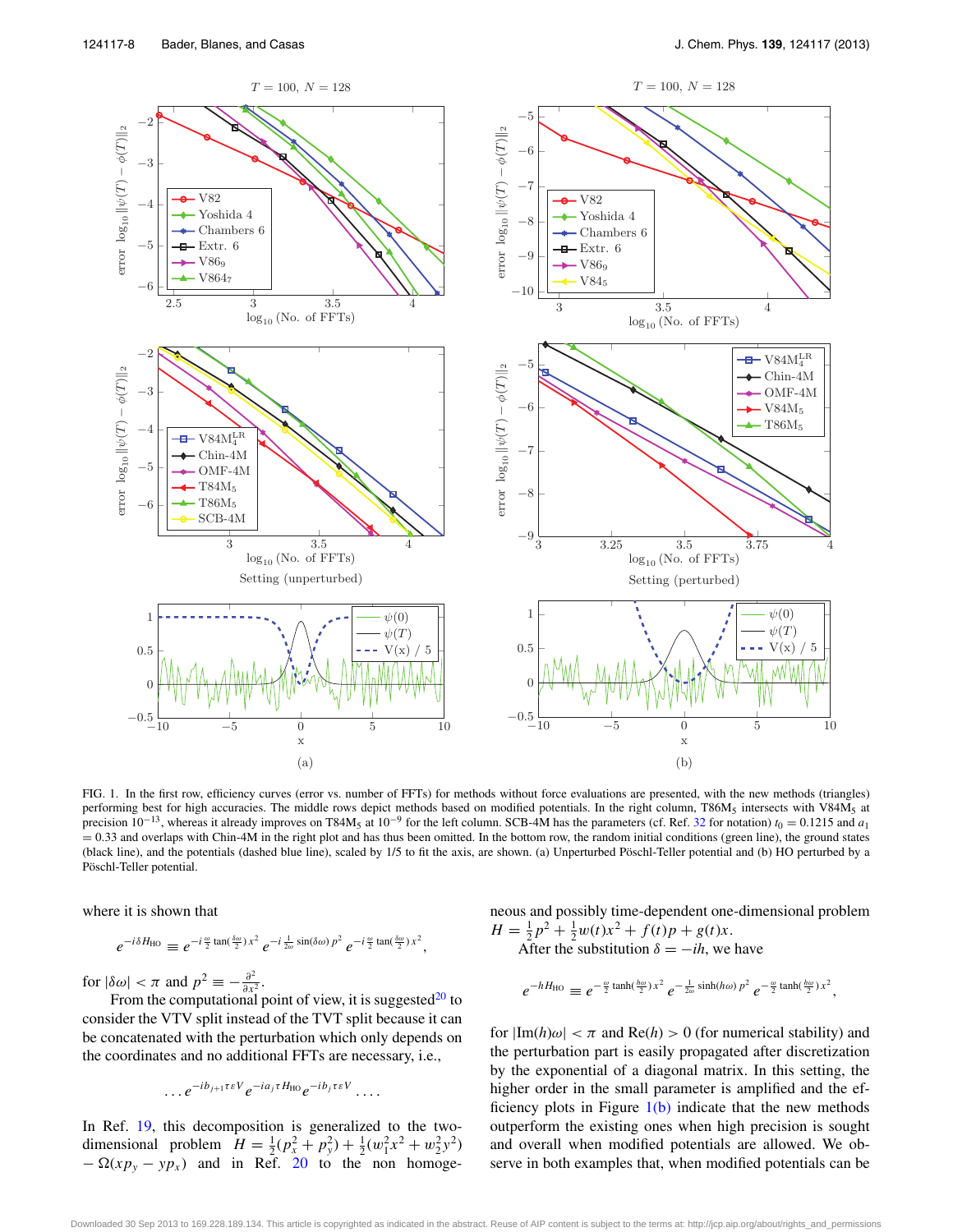FIG. 1. In the first row, efficiency curves (error vs. number of FFTs) for methods without force evaluations are presented, with the new methods (triangles) performing best for high accuracies. The middle rows depict methods based on modified potentials. In the right column, T86M$_5$ intersects with V84M$_5$ at precision $10^{-13}$, whereas it already improves on T84M$_5$ at $10^{-9}$ for the left column. SCB-4M has the parameters (cf. Ref. 32 for notation) $t_0 = 0.1215$ and $a_1 = 0.33$ and overlaps with Chin-4M in the right plot and has thus been omitted. In the bottom row, the random initial conditions (green line), the ground states (black line), and the potentials (dashed blue line), scaled by 1/5 to fit the axis, are shown. (a) Unperturbed Pöschl-Teller potential and (b) HO perturbed by a Pöschl-Teller potential.

where it is shown that

$$e^{-i\delta H_{\rm HO}} \equiv e^{-i\frac{\omega}{2}\tan(\frac{\delta\omega}{2})\,x^2}\, e^{-i\frac{1}{2\omega}\sin(\delta\omega)\,p^2}\, e^{-i\frac{\omega}{2}\tan(\frac{\delta\omega}{2})\,x^2},$$

for $|\delta\omega| < \pi$ and $p^2 \equiv -\frac{\partial^2}{\partial x^2}$.

From the computational point of view, it is suggested[20] to consider the VTV split instead of the TVT split because it can be concatenated with the perturbation which only depends on the coordinates and no additional FFTs are necessary, i.e.,

$$\ldots e^{-ib_{j+1}\tau\varepsilon V}\, e^{-ia_j\tau H_{\rm HO}}\, e^{-ib_j\tau\varepsilon V}\ldots.$$

In Ref. 19, this decomposition is generalized to the two-dimensional problem $H = \frac{1}{2}(p_x^2 + p_y^2) + \frac{1}{2}(w_1^2x^2 + w_2^2y^2) - \Omega(xp_y - yp_x)$ and in Ref. 20 to the non homogeneous and possibly time-dependent one-dimensional problem $H = \frac{1}{2}p^2 + \frac{1}{2}w(t)x^2 + f(t)p + g(t)x$.

After the substitution $\delta = -ih$, we have

$$e^{-hH_{\rm HO}} \equiv e^{-\frac{\omega}{2}\tanh(\frac{h\omega}{2})\,x^2}\, e^{-\frac{1}{2\omega}\sinh(h\omega)\,p^2}\, e^{-\frac{\omega}{2}\tanh(\frac{h\omega}{2})\,x^2},$$

for $|\mathrm{Im}(h)\omega| < \pi$ and $\mathrm{Re}(h) > 0$ (for numerical stability) and the perturbation part is easily propagated after discretization by the exponential of a diagonal matrix. In this setting, the higher order in the small parameter is amplified and the efficiency plots in Figure 1(b) indicate that the new methods outperform the existing ones when high precision is sought and overall when modified potentials are allowed. We observe in both examples that, when modified potentials can be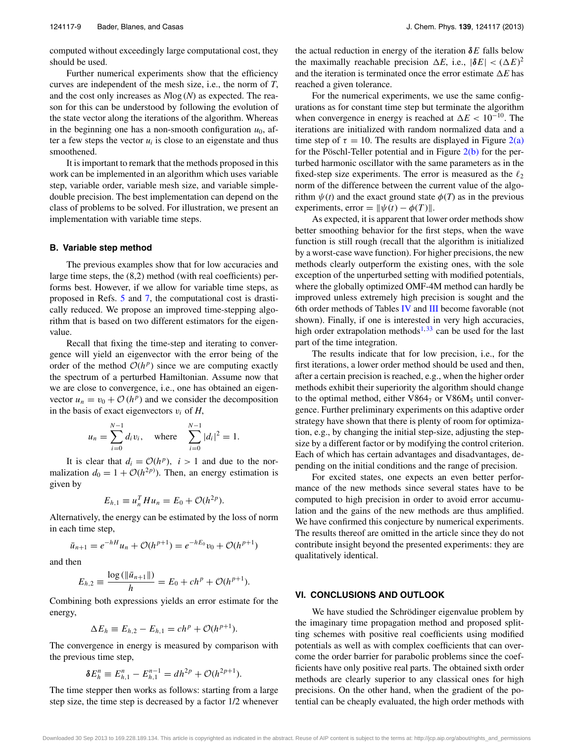computed without exceedingly large computational cost, they should be used.

Further numerical experiments show that the efficiency curves are independent of the mesh size, i.e., the norm of $T$, and the cost only increases as $N\log(N)$ as expected. The reason for this can be understood by following the evolution of the state vector along the iterations of the algorithm. Whereas in the beginning one has a non-smooth configuration $u_0$, after a few steps the vector $u_i$ is close to an eigenstate and thus smoothened.

It is important to remark that the methods proposed in this work can be implemented in an algorithm which uses variable step, variable order, variable mesh size, and variable simple-double precision. The best implementation can depend on the class of problems to be solved. For illustration, we present an implementation with variable time steps.

### B. Variable step method

The previous examples show that for low accuracies and large time steps, the (8,2) method (with real coefficients) performs best. However, if we allow for variable time steps, as proposed in Refs. 5 and 7, the computational cost is drastically reduced. We propose an improved time-stepping algorithm that is based on two different estimators for the eigenvalue.

Recall that fixing the time-step and iterating to convergence will yield an eigenvector with the error being of the order of the method $\mathcal{O}(h^p)$ since we are computing exactly the spectrum of a perturbed Hamiltonian. Assume now that we are close to convergence, i.e., one has obtained an eigenvector $u_n = v_0 + \mathcal{O}(h^p)$ and we consider the decomposition in the basis of exact eigenvectors $v_i$ of $H$,

$$u_n = \sum_{i=0}^{N-1} d_i v_i, \quad \text{where} \quad \sum_{i=0}^{N-1} |d_i|^2 = 1.$$

It is clear that $d_i = \mathcal{O}(h^p)$, $i > 1$ and due to the normalization $d_0 = 1 + \mathcal{O}(h^{2p})$. Then, an energy estimation is given by

$$E_{h,1} \equiv u_n^T H u_n = E_0 + \mathcal{O}(h^{2p}).$$

Alternatively, the energy can be estimated by the loss of norm in each time step,

$$\bar{u}_{n+1} = e^{-hH} u_n + \mathcal{O}(h^{p+1}) = e^{-hE_0} v_0 + \mathcal{O}(h^{p+1})$$

and then

$$E_{h,2} \equiv \frac{\log(\|\bar{u}_{n+1}\|)}{h} = E_0 + ch^p + \mathcal{O}(h^{p+1}).$$

Combining both expressions yields an error estimate for the energy,

$$\Delta E_h \equiv E_{h,2} - E_{h,1} = ch^p + \mathcal{O}(h^{p+1}).$$

The convergence in energy is measured by comparison with the previous time step,

$$\boldsymbol{\delta} E_h^n \equiv E_{h,1}^n - E_{h,1}^{n-1} = dh^{2p} + \mathcal{O}(h^{2p+1}).$$

The time stepper then works as follows: starting from a large step size, the time step is decreased by a factor 1/2 whenever the actual reduction in energy of the iteration $\boldsymbol{\delta} E$ falls below the maximally reachable precision $\Delta E$, i.e., $|\boldsymbol{\delta} E| < (\Delta E)^2$ and the iteration is terminated once the error estimate $\Delta E$ has reached a given tolerance.

For the numerical experiments, we use the same configurations as for constant time step but terminate the algorithm when convergence in energy is reached at $\Delta E < 10^{-10}$. The iterations are initialized with random normalized data and a time step of $\tau = 10$. The results are displayed in Figure 2(a) for the Pöschl-Teller potential and in Figure 2(b) for the perturbed harmonic oscillator with the same parameters as in the fixed-step size experiments. The error is measured as the $\ell_2$ norm of the difference between the current value of the algorithm $\psi(t)$ and the exact ground state $\phi(T)$ as in the previous experiments, error $= \|\psi(t) - \phi(T)\|$.

As expected, it is apparent that lower order methods show better smoothing behavior for the first steps, when the wave function is still rough (recall that the algorithm is initialized by a worst-case wave function). For higher precisions, the new methods clearly outperform the existing ones, with the sole exception of the unperturbed setting with modified potentials, where the globally optimized OMF-4M method can hardly be improved unless extremely high precision is sought and the 6th order methods of Tables IV and III become favorable (not shown). Finally, if one is interested in very high accuracies, high order extrapolation methods[1,33] can be used for the last part of the time integration.

The results indicate that for low precision, i.e., for the first iterations, a lower order method should be used and then, after a certain precision is reached, e.g., when the higher order methods exhibit their superiority the algorithm should change to the optimal method, either $V864_7$ or $V86M_5$ until convergence. Further preliminary experiments on this adaptive order strategy have shown that there is plenty of room for optimization, e.g., by changing the initial step-size, adjusting the step-size by a different factor or by modifying the control criterion. Each of which has certain advantages and disadvantages, depending on the initial conditions and the range of precision.

For excited states, one expects an even better performance of the new methods since several states have to be computed to high precision in order to avoid error accumulation and the gains of the new methods are thus amplified. We have confirmed this conjecture by numerical experiments. The results thereof are omitted in the article since they do not contribute insight beyond the presented experiments: they are qualitatively identical.

## VI. CONCLUSIONS AND OUTLOOK

We have studied the Schrödinger eigenvalue problem by the imaginary time propagation method and proposed splitting schemes with positive real coefficients using modified potentials as well as with complex coefficients that can overcome the order barrier for parabolic problems since the coefficients have only positive real parts. The obtained sixth order methods are clearly superior to any classical ones for high precisions. On the other hand, when the gradient of the potential can be cheaply evaluated, the high order methods with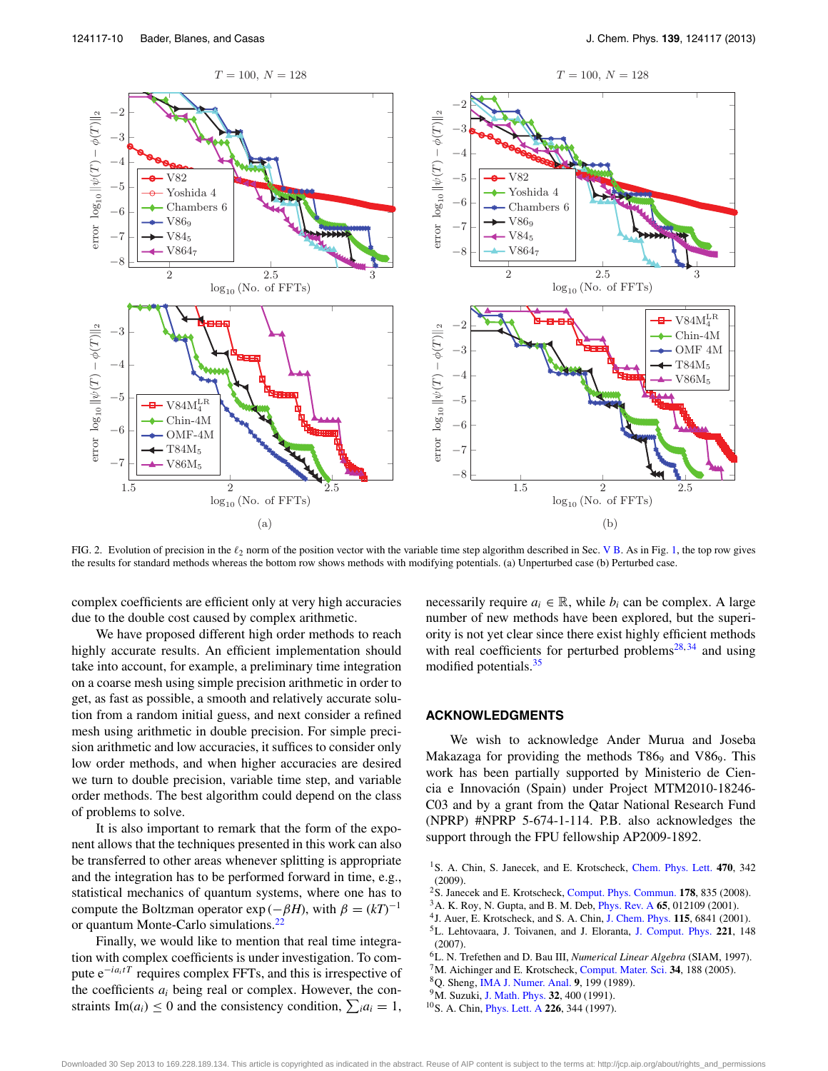FIG. 2. Evolution of precision in the $\ell_2$ norm of the position vector with the variable time step algorithm described in Sec. V B. As in Fig. 1, the top row gives the results for standard methods whereas the bottom row shows methods with modifying potentials. (a) Unperturbed case (b) Perturbed case.

complex coefficients are efficient only at very high accuracies due to the double cost caused by complex arithmetic.

We have proposed different high order methods to reach highly accurate results. An efficient implementation should take into account, for example, a preliminary time integration on a coarse mesh using simple precision arithmetic in order to get, as fast as possible, a smooth and relatively accurate solution from a random initial guess, and next consider a refined mesh using arithmetic in double precision. For simple precision arithmetic and low accuracies, it suffices to consider only low order methods, and when higher accuracies are desired we turn to double precision, variable time step, and variable order methods. The best algorithm could depend on the class of problems to solve.

It is also important to remark that the form of the exponent allows that the techniques presented in this work can also be transferred to other areas whenever splitting is appropriate and the integration has to be performed forward in time, e.g., statistical mechanics of quantum systems, where one has to compute the Boltzman operator $\exp(-\beta H)$, with $\beta = (kT)^{-1}$ or quantum Monte-Carlo simulations.[22]

Finally, we would like to mention that real time integration with complex coefficients is under investigation. To compute $e^{-ia_i tT}$ requires complex FFTs, and this is irrespective of the coefficients $a_i$ being real or complex. However, the constraints $\mathrm{Im}(a_i) \leq 0$ and the consistency condition, $\sum_i a_i = 1$, necessarily require $a_i \in \mathbb{R}$, while $b_i$ can be complex. A large number of new methods have been explored, but the superiority is not yet clear since there exist highly efficient methods with real coefficients for perturbed problems[28,34] and using modified potentials.[35]

## ACKNOWLEDGMENTS

We wish to acknowledge Ander Murua and Joseba Makazaga for providing the methods $T86_9$ and $V86_9$. This work has been partially supported by Ministerio de Ciencia e Innovación (Spain) under Project MTM2010-18246-C03 and by a grant from the Qatar National Research Fund (NPRP) #NPRP 5-674-1-114. P.B. also acknowledges the support through the FPU fellowship AP2009-1892.

[1] S. A. Chin, S. Janecek, and E. Krotscheck, Chem. Phys. Lett. **470**, 342 (2009).
[2] S. Janecek and E. Krotscheck, Comput. Phys. Commun. **178**, 835 (2008).
[3] A. K. Roy, N. Gupta, and B. M. Deb, Phys. Rev. A **65**, 012109 (2001).
[4] J. Auer, E. Krotscheck, and S. A. Chin, J. Chem. Phys. **115**, 6841 (2001).
[5] L. Lehtovaara, J. Toivanen, and J. Eloranta, J. Comput. Phys. **221**, 148 (2007).
[6] L. N. Trefethen and D. Bau III, *Numerical Linear Algebra* (SIAM, 1997).
[7] M. Aichinger and E. Krotscheck, Comput. Mater. Sci. **34**, 188 (2005).
[8] Q. Sheng, IMA J. Numer. Anal. **9**, 199 (1989).
[9] M. Suzuki, J. Math. Phys. **32**, 400 (1991).
[10] S. A. Chin, Phys. Lett. A **226**, 344 (1997).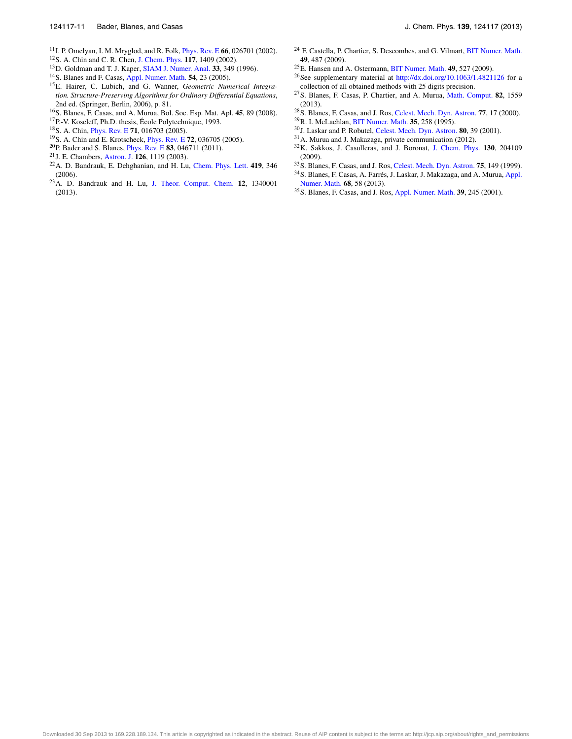[11] I. P. Omelyan, I. M. Mryglod, and R. Folk, Phys. Rev. E **66**, 026701 (2002).

[12] S. A. Chin and C. R. Chen, J. Chem. Phys. **117**, 1409 (2002).

[13] D. Goldman and T. J. Kaper, SIAM J. Numer. Anal. **33**, 349 (1996).

[14] S. Blanes and F. Casas, Appl. Numer. Math. **54**, 23 (2005).

[15] E. Hairer, C. Lubich, and G. Wanner, *Geometric Numerical Integration. Structure-Preserving Algorithms for Ordinary Differential Equations*, 2nd ed. (Springer, Berlin, 2006), p. 81.

[16] S. Blanes, F. Casas, and A. Murua, Bol. Soc. Esp. Mat. Apl. **45**, 89 (2008).

[17] P.-V. Koseleff, Ph.D. thesis, École Polytechnique, 1993.

[18] S. A. Chin, Phys. Rev. E **71**, 016703 (2005).

[19] S. A. Chin and E. Krotscheck, Phys. Rev. E **72**, 036705 (2005).

[20] P. Bader and S. Blanes, Phys. Rev. E **83**, 046711 (2011).

[21] J. E. Chambers, Astron. J. **126**, 1119 (2003).

[22] A. D. Bandrauk, E. Dehghanian, and H. Lu, Chem. Phys. Lett. **419**, 346 (2006).

[23] A. D. Bandrauk and H. Lu, J. Theor. Comput. Chem. **12**, 1340001 (2013).

[24] F. Castella, P. Chartier, S. Descombes, and G. Vilmart, BIT Numer. Math. **49**, 487 (2009).

[25] E. Hansen and A. Ostermann, BIT Numer. Math. **49**, 527 (2009).

[26] See supplementary material at http://dx.doi.org/10.1063/1.4821126 for a collection of all obtained methods with 25 digits precision.

[27] S. Blanes, F. Casas, P. Chartier, and A. Murua, Math. Comput. **82**, 1559 (2013).

[28] S. Blanes, F. Casas, and J. Ros, Celest. Mech. Dyn. Astron. **77**, 17 (2000).

[29] R. I. McLachlan, BIT Numer. Math. **35**, 258 (1995).

[30] J. Laskar and P. Robutel, Celest. Mech. Dyn. Astron. **80**, 39 (2001).

[31] A. Murua and J. Makazaga, private communication (2012).

[32] K. Sakkos, J. Casulleras, and J. Boronat, J. Chem. Phys. **130**, 204109 (2009).

[33] S. Blanes, F. Casas, and J. Ros, Celest. Mech. Dyn. Astron. **75**, 149 (1999).

[34] S. Blanes, F. Casas, A. Farrés, J. Laskar, J. Makazaga, and A. Murua, Appl. Numer. Math. **68**, 58 (2013).

[35] S. Blanes, F. Casas, and J. Ros, Appl. Numer. Math. **39**, 245 (2001).